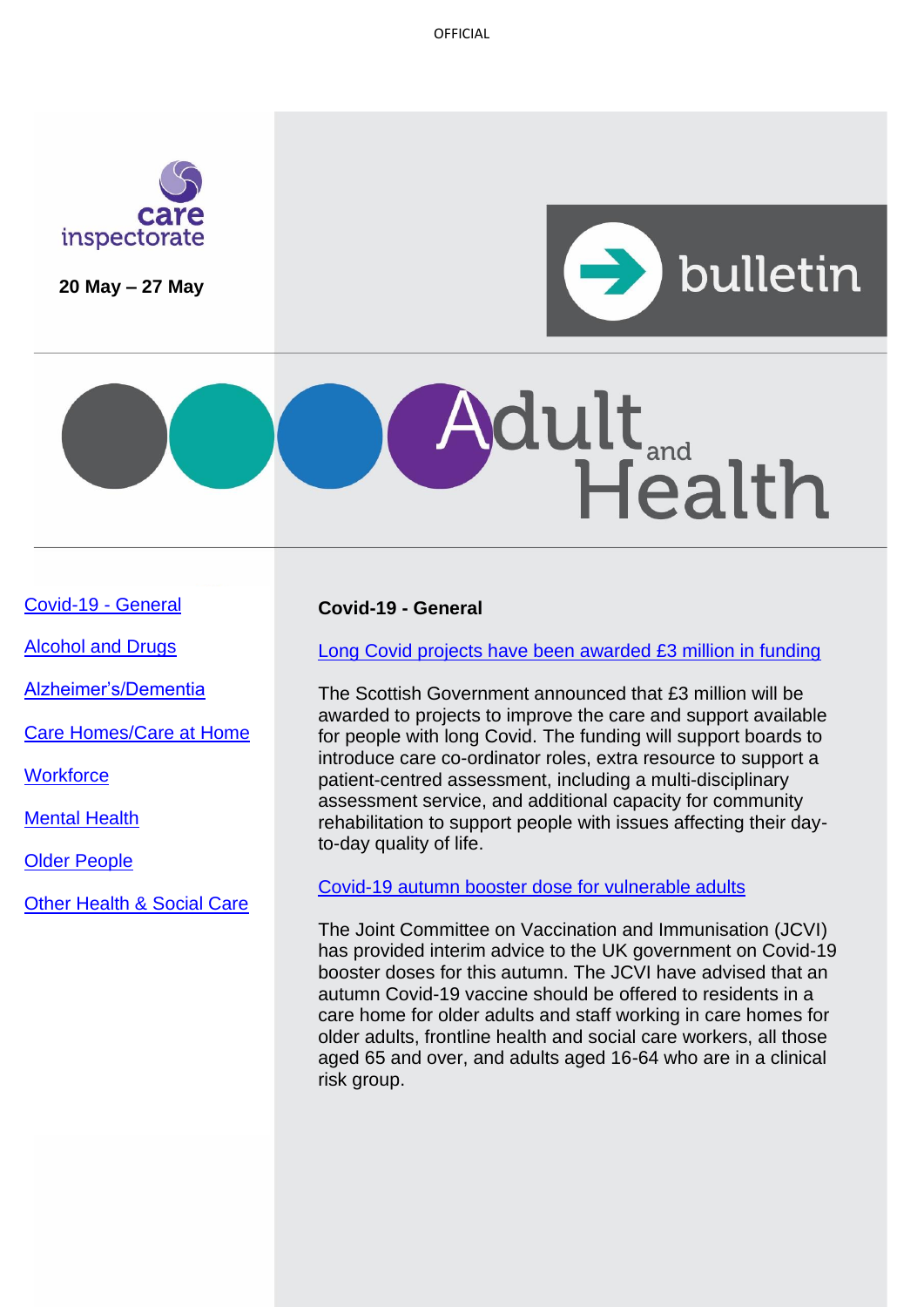OFFICIAL

care inspectorate

**20 May – 27 May**

bulletin

# Adult and Health

- Covid-19 - General
- Alcohol and Drugs
- Alzheimer's/Dementia
- Care Homes/Care at Home
- Workforce
- Mental Health
- Older People
- Other Health & Social Care

## Covid-19 - General

Long Covid projects have been awarded £3 million in funding

The Scottish Government announced that £3 million will be awarded to projects to improve the care and support available for people with long Covid. The funding will support boards to introduce care co-ordinator roles, extra resource to support a patient-centred assessment, including a multi-disciplinary assessment service, and additional capacity for community rehabilitation to support people with issues affecting their day-to-day quality of life.

Covid-19 autumn booster dose for vulnerable adults

The Joint Committee on Vaccination and Immunisation (JCVI) has provided interim advice to the UK government on Covid-19 booster doses for this autumn. The JCVI have advised that an autumn Covid-19 vaccine should be offered to residents in a care home for older adults and staff working in care homes for older adults, frontline health and social care workers, all those aged 65 and over, and adults aged 16-64 who are in a clinical risk group.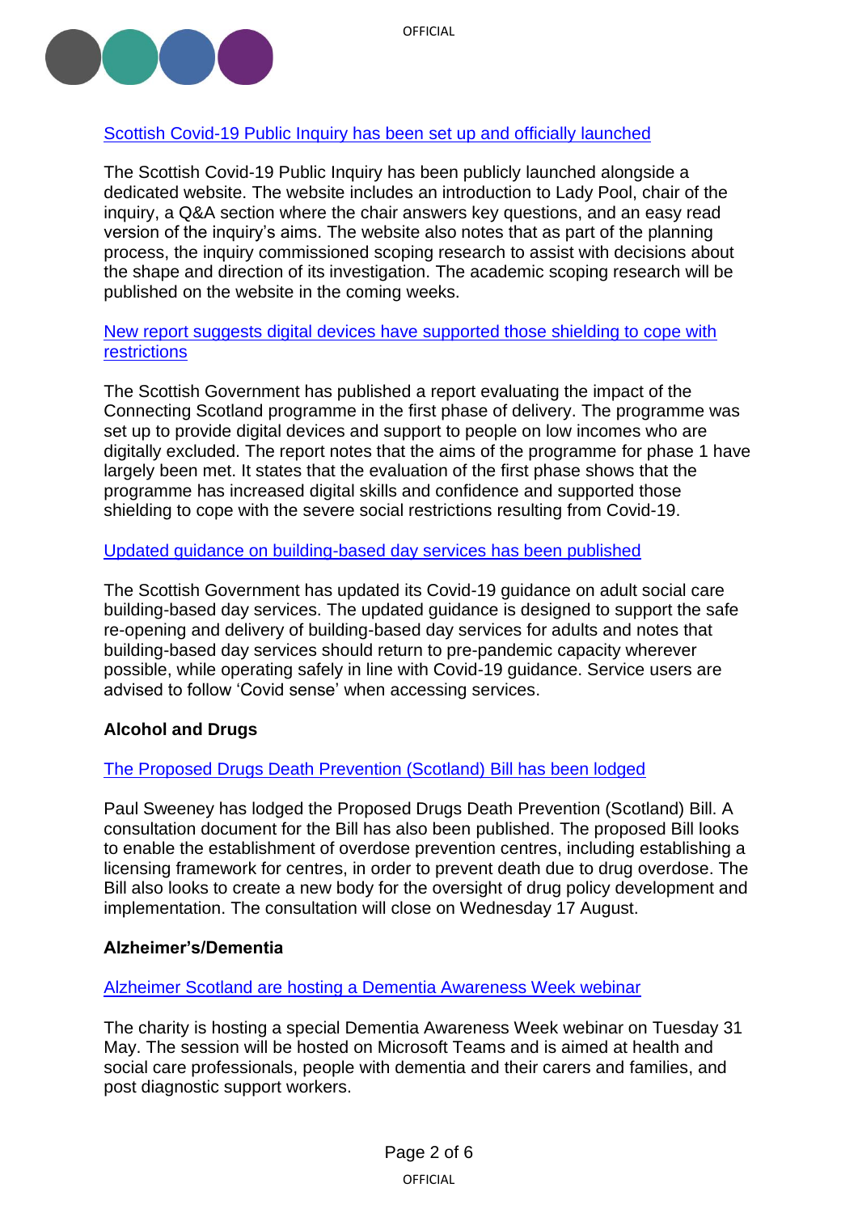[Scottish Covid-19 Public Inquiry has been set up and officially launched]

The Scottish Covid-19 Public Inquiry has been publicly launched alongside a dedicated website. The website includes an introduction to Lady Pool, chair of the inquiry, a Q&A section where the chair answers key questions, and an easy read version of the inquiry's aims. The website also notes that as part of the planning process, the inquiry commissioned scoping research to assist with decisions about the shape and direction of its investigation. The academic scoping research will be published on the website in the coming weeks.

[New report suggests digital devices have supported those shielding to cope with restrictions]

The Scottish Government has published a report evaluating the impact of the Connecting Scotland programme in the first phase of delivery. The programme was set up to provide digital devices and support to people on low incomes who are digitally excluded. The report notes that the aims of the programme for phase 1 have largely been met. It states that the evaluation of the first phase shows that the programme has increased digital skills and confidence and supported those shielding to cope with the severe social restrictions resulting from Covid-19.

[Updated guidance on building-based day services has been published]

The Scottish Government has updated its Covid-19 guidance on adult social care building-based day services. The updated guidance is designed to support the safe re-opening and delivery of building-based day services for adults and notes that building-based day services should return to pre-pandemic capacity wherever possible, while operating safely in line with Covid-19 guidance. Service users are advised to follow 'Covid sense' when accessing services.

**Alcohol and Drugs**

[The Proposed Drugs Death Prevention (Scotland) Bill has been lodged]

Paul Sweeney has lodged the Proposed Drugs Death Prevention (Scotland) Bill. A consultation document for the Bill has also been published. The proposed Bill looks to enable the establishment of overdose prevention centres, including establishing a licensing framework for centres, in order to prevent death due to drug overdose. The Bill also looks to create a new body for the oversight of drug policy development and implementation. The consultation will close on Wednesday 17 August.

**Alzheimer's/Dementia**

[Alzheimer Scotland are hosting a Dementia Awareness Week webinar]

The charity is hosting a special Dementia Awareness Week webinar on Tuesday 31 May. The session will be hosted on Microsoft Teams and is aimed at health and social care professionals, people with dementia and their carers and families, and post diagnostic support workers.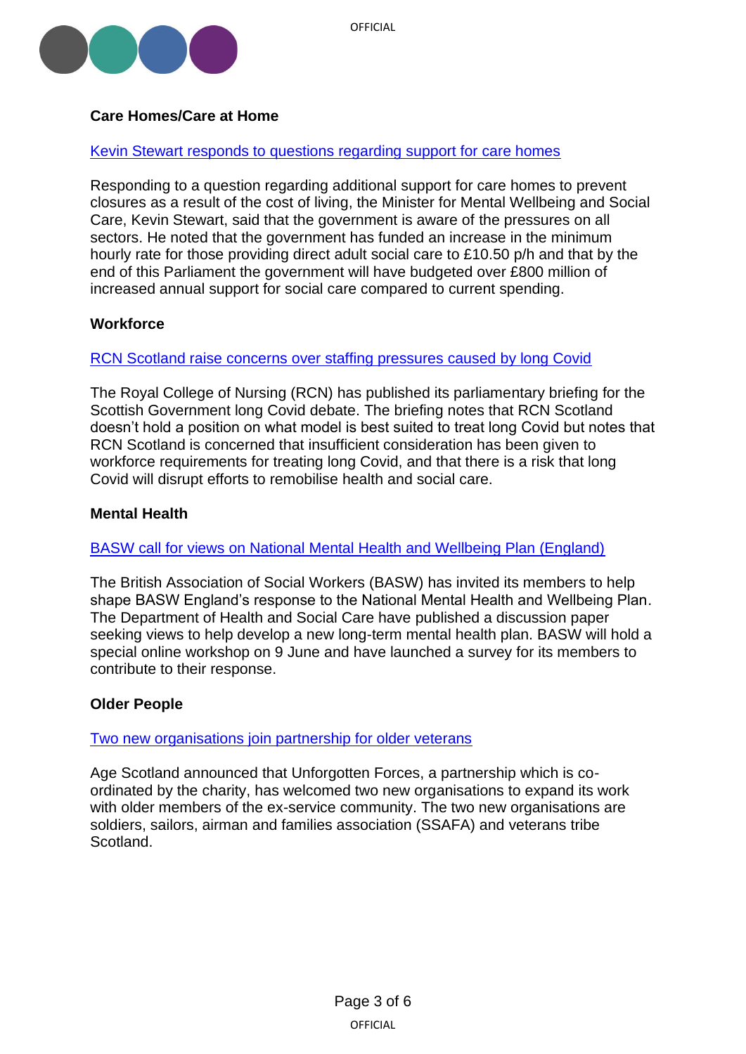**Care Homes/Care at Home**

[Kevin Stewart responds to questions regarding support for care homes]()

Responding to a question regarding additional support for care homes to prevent closures as a result of the cost of living, the Minister for Mental Wellbeing and Social Care, Kevin Stewart, said that the government is aware of the pressures on all sectors. He noted that the government has funded an increase in the minimum hourly rate for those providing direct adult social care to £10.50 p/h and that by the end of this Parliament the government will have budgeted over £800 million of increased annual support for social care compared to current spending.

**Workforce**

[RCN Scotland raise concerns over staffing pressures caused by long Covid]()

The Royal College of Nursing (RCN) has published its parliamentary briefing for the Scottish Government long Covid debate. The briefing notes that RCN Scotland doesn't hold a position on what model is best suited to treat long Covid but notes that RCN Scotland is concerned that insufficient consideration has been given to workforce requirements for treating long Covid, and that there is a risk that long Covid will disrupt efforts to remobilise health and social care.

**Mental Health**

[BASW call for views on National Mental Health and Wellbeing Plan (England)]()

The British Association of Social Workers (BASW) has invited its members to help shape BASW England's response to the National Mental Health and Wellbeing Plan. The Department of Health and Social Care have published a discussion paper seeking views to help develop a new long-term mental health plan. BASW will hold a special online workshop on 9 June and have launched a survey for its members to contribute to their response.

**Older People**

[Two new organisations join partnership for older veterans]()

Age Scotland announced that Unforgotten Forces, a partnership which is co-ordinated by the charity, has welcomed two new organisations to expand its work with older members of the ex-service community. The two new organisations are soldiers, sailors, airman and families association (SSAFA) and veterans tribe Scotland.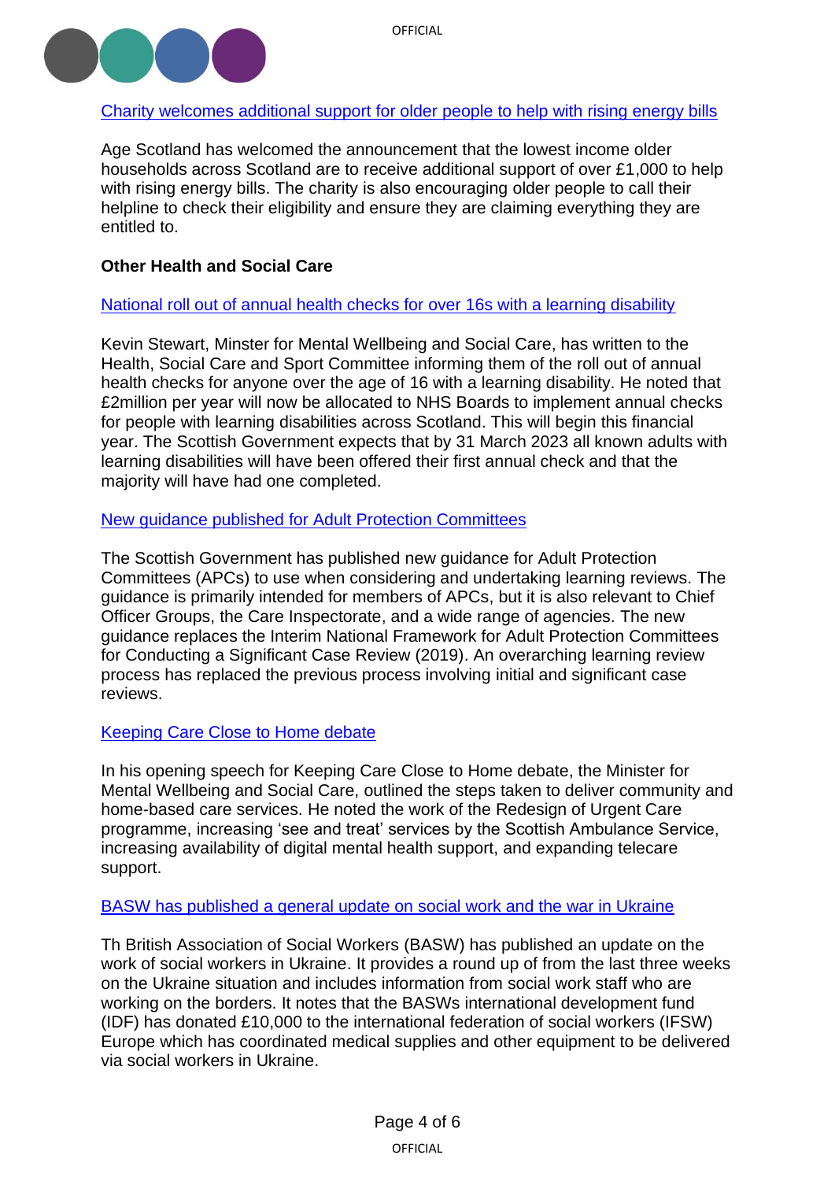[Charity welcomes additional support for older people to help with rising energy bills]

Age Scotland has welcomed the announcement that the lowest income older households across Scotland are to receive additional support of over £1,000 to help with rising energy bills. The charity is also encouraging older people to call their helpline to check their eligibility and ensure they are claiming everything they are entitled to.

**Other Health and Social Care**

[National roll out of annual health checks for over 16s with a learning disability]

Kevin Stewart, Minster for Mental Wellbeing and Social Care, has written to the Health, Social Care and Sport Committee informing them of the roll out of annual health checks for anyone over the age of 16 with a learning disability. He noted that £2million per year will now be allocated to NHS Boards to implement annual checks for people with learning disabilities across Scotland. This will begin this financial year. The Scottish Government expects that by 31 March 2023 all known adults with learning disabilities will have been offered their first annual check and that the majority will have had one completed.

[New guidance published for Adult Protection Committees]

The Scottish Government has published new guidance for Adult Protection Committees (APCs) to use when considering and undertaking learning reviews. The guidance is primarily intended for members of APCs, but it is also relevant to Chief Officer Groups, the Care Inspectorate, and a wide range of agencies. The new guidance replaces the Interim National Framework for Adult Protection Committees for Conducting a Significant Case Review (2019). An overarching learning review process has replaced the previous process involving initial and significant case reviews.

[Keeping Care Close to Home debate]

In his opening speech for Keeping Care Close to Home debate, the Minister for Mental Wellbeing and Social Care, outlined the steps taken to deliver community and home-based care services. He noted the work of the Redesign of Urgent Care programme, increasing 'see and treat' services by the Scottish Ambulance Service, increasing availability of digital mental health support, and expanding telecare support.

[BASW has published a general update on social work and the war in Ukraine]

Th British Association of Social Workers (BASW) has published an update on the work of social workers in Ukraine. It provides a round up of from the last three weeks on the Ukraine situation and includes information from social work staff who are working on the borders. It notes that the BASWs international development fund (IDF) has donated £10,000 to the international federation of social workers (IFSW) Europe which has coordinated medical supplies and other equipment to be delivered via social workers in Ukraine.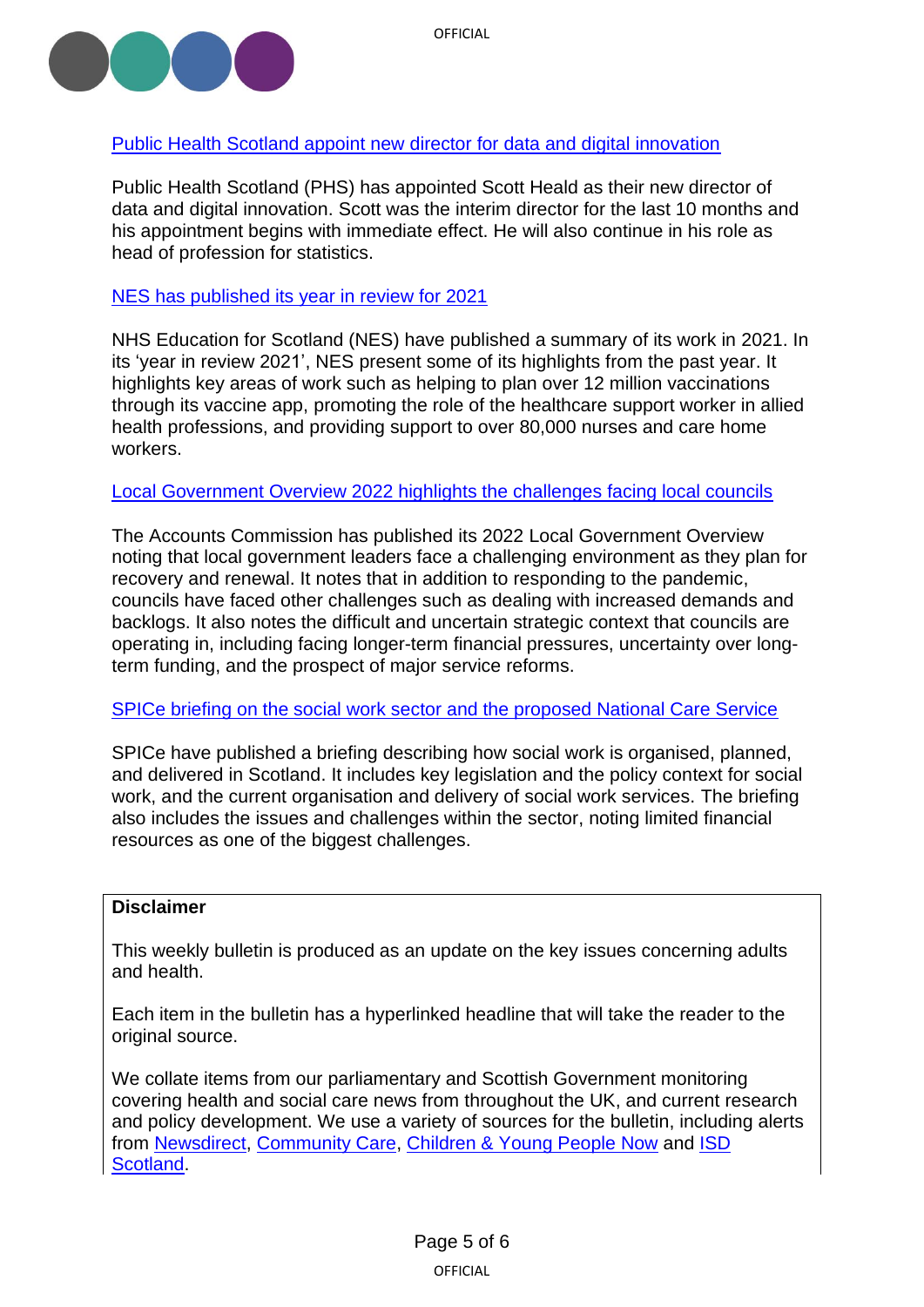Public Health Scotland appoint new director for data and digital innovation

Public Health Scotland (PHS) has appointed Scott Heald as their new director of data and digital innovation. Scott was the interim director for the last 10 months and his appointment begins with immediate effect. He will also continue in his role as head of profession for statistics.

NES has published its year in review for 2021

NHS Education for Scotland (NES) have published a summary of its work in 2021. In its 'year in review 2021', NES present some of its highlights from the past year. It highlights key areas of work such as helping to plan over 12 million vaccinations through its vaccine app, promoting the role of the healthcare support worker in allied health professions, and providing support to over 80,000 nurses and care home workers.

Local Government Overview 2022 highlights the challenges facing local councils

The Accounts Commission has published its 2022 Local Government Overview noting that local government leaders face a challenging environment as they plan for recovery and renewal. It notes that in addition to responding to the pandemic, councils have faced other challenges such as dealing with increased demands and backlogs. It also notes the difficult and uncertain strategic context that councils are operating in, including facing longer-term financial pressures, uncertainty over long-term funding, and the prospect of major service reforms.

SPICe briefing on the social work sector and the proposed National Care Service

SPICe have published a briefing describing how social work is organised, planned, and delivered in Scotland. It includes key legislation and the policy context for social work, and the current organisation and delivery of social work services. The briefing also includes the issues and challenges within the sector, noting limited financial resources as one of the biggest challenges.

**Disclaimer**

This weekly bulletin is produced as an update on the key issues concerning adults and health.

Each item in the bulletin has a hyperlinked headline that will take the reader to the original source.

We collate items from our parliamentary and Scottish Government monitoring covering health and social care news from throughout the UK, and current research and policy development. We use a variety of sources for the bulletin, including alerts from Newsdirect, Community Care, Children & Young People Now and ISD Scotland.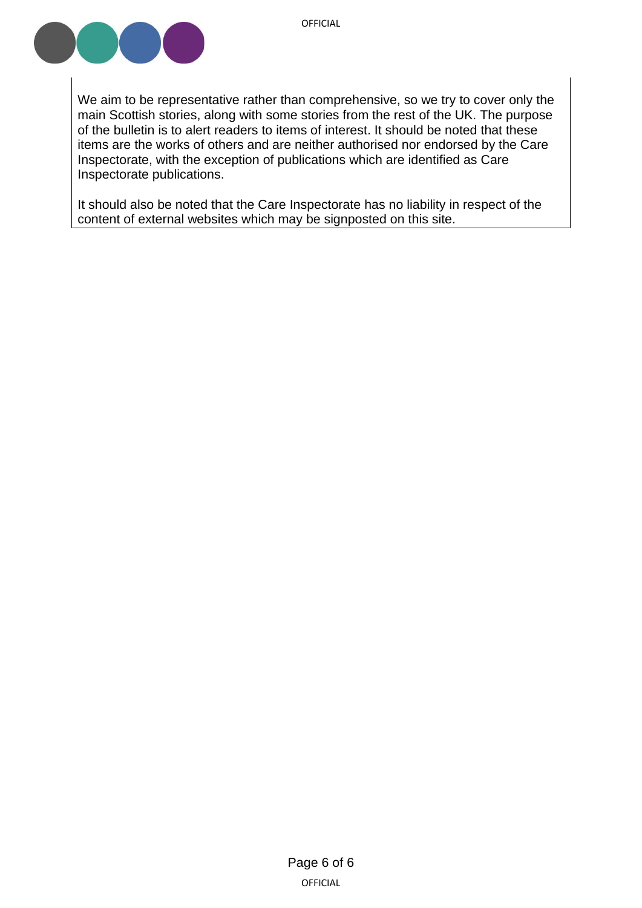We aim to be representative rather than comprehensive, so we try to cover only the main Scottish stories, along with some stories from the rest of the UK. The purpose of the bulletin is to alert readers to items of interest. It should be noted that these items are the works of others and are neither authorised nor endorsed by the Care Inspectorate, with the exception of publications which are identified as Care Inspectorate publications.

It should also be noted that the Care Inspectorate has no liability in respect of the content of external websites which may be signposted on this site.